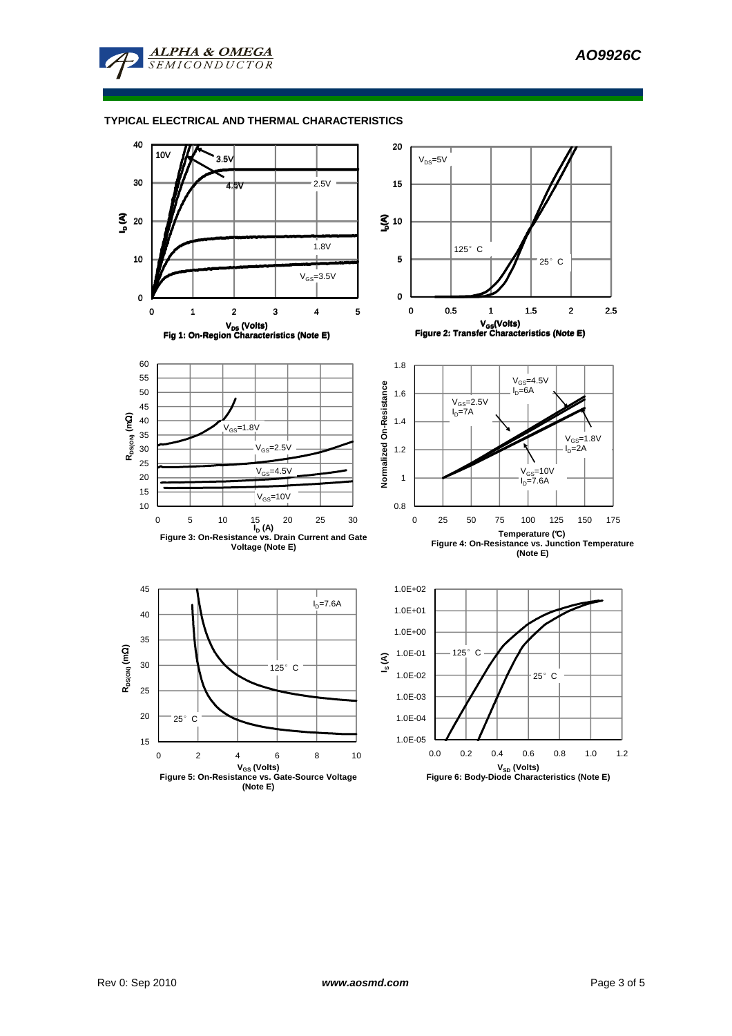## TYPICAL ELECTRICAL AND THERMAL CHARACTERISTICS

Fig 1: On-Region Characteristics (Note E)

Figure 2: Transfer Characteristics (Note E)

Figure 3: On-Resistance vs. Drain Current and Gate Voltage (Note E)

Figure 4: On-Resistance vs. Junction Temperature (Note E)

Figure 5: On-Resistance vs. Gate-Source Voltage (Note E)

Figure 6: Body-Diode Characteristics (Note E)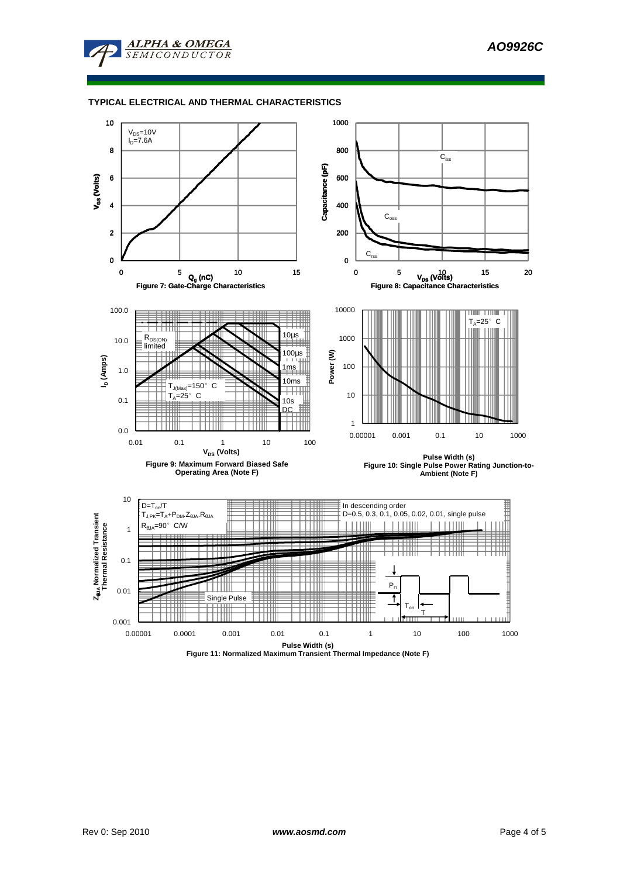## TYPICAL ELECTRICAL AND THERMAL CHARACTERISTICS

$V_{DS}$=10V
$I_D$=7.6A

$V_{GS}$ (Volts)

10
8
6
4
2
0

0 5 10 15

$Q_g$ (nC)

Figure 7: Gate-Charge Characteristics

Capacitance (pF)

1000
800
600
400
200
0

0 5 10 15 20

$V_{DS}$ (Volts)

$C_{iss}$

$C_{oss}$

$C_{rss}$

Figure 8: Capacitance Characteristics

$I_D$ (Amps)

100.0
10.0
1.0
0.1
0.0

0.01 0.1 1 10 100

$V_{DS}$ (Volts)

$R_{DS(ON)}$ limited

10µs
100µs
1ms
10ms
10s
DC

$T_{J(Max)}$=150° C
$T_A$=25° C

Figure 9: Maximum Forward Biased Safe Operating Area (Note F)

Power (W)

10000
1000
100
10
1

0.00001 0.001 0.1 10 1000

$T_A$=25° C

Pulse Width (s)

Figure 10: Single Pulse Power Rating Junction-to-Ambient (Note F)

$Z_{\theta JA}$ Normalized Transient Thermal Resistance

10
1
0.1
0.01
0.001

0.00001 0.0001 0.001 0.01 0.1 1 10 100 1000

$D=T_{on}/T$
$T_{J,PK}=T_A+P_{DM}.Z_{\theta JA}.R_{\theta JA}$
$R_{\theta JA}$=90° C/W

In descending order
D=0.5, 0.3, 0.1, 0.05, 0.02, 0.01, single pulse

Single Pulse

$P_D$

$T_{on}$

T

Pulse Width (s)

Figure 11: Normalized Maximum Transient Thermal Impedance (Note F)